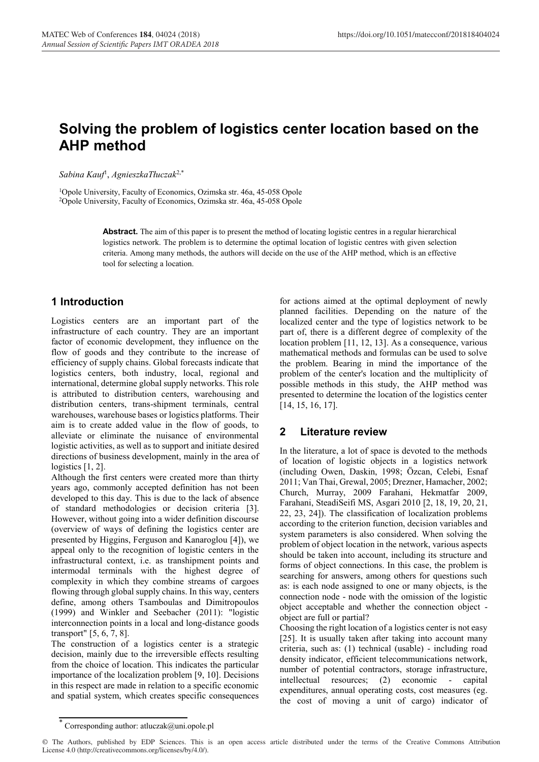# Solving the problem of logistics center location based on the AHP method

*Sabina Kauf*[1], *AgnieszkaTłuczak*[2,*]

[1]Opole University, Faculty of Economics, Ozimska str. 46a, 45-058 Opole
[2]Opole University, Faculty of Economics, Ozimska str. 46a, 45-058 Opole

**Abstract.** The aim of this paper is to present the method of locating logistic centres in a regular hierarchical logistics network. The problem is to determine the optimal location of logistic centres with given selection criteria. Among many methods, the authors will decide on the use of the AHP method, which is an effective tool for selecting a location.

## 1 Introduction

Logistics centers are an important part of the infrastructure of each country. They are an important factor of economic development, they influence on the flow of goods and they contribute to the increase of efficiency of supply chains. Global forecasts indicate that logistics centers, both industry, local, regional and international, determine global supply networks. This role is attributed to distribution centers, warehousing and distribution centers, trans-shipment terminals, central warehouses, warehouse bases or logistics platforms. Their aim is to create added value in the flow of goods, to alleviate or eliminate the nuisance of environmental logistic activities, as well as to support and initiate desired directions of business development, mainly in the area of logistics [1, 2].

Although the first centers were created more than thirty years ago, commonly accepted definition has not been developed to this day. This is due to the lack of absence of standard methodologies or decision criteria [3]. However, without going into a wider definition discourse (overview of ways of defining the logistics center are presented by Higgins, Ferguson and Kanaroglou [4]), we appeal only to the recognition of logistic centers in the infrastructural context, i.e. as transhipment points and intermodal terminals with the highest degree of complexity in which they combine streams of cargoes flowing through global supply chains. In this way, centers define, among others Tsamboulas and Dimitropoulos (1999) and Winkler and Seebacher (2011): "logistic interconnection points in a local and long-distance goods transport" [5, 6, 7, 8].

The construction of a logistics center is a strategic decision, mainly due to the irreversible effects resulting from the choice of location. This indicates the particular importance of the localization problem [9, 10]. Decisions in this respect are made in relation to a specific economic and spatial system, which creates specific consequences for actions aimed at the optimal deployment of newly planned facilities. Depending on the nature of the localized center and the type of logistics network to be part of, there is a different degree of complexity of the location problem [11, 12, 13]. As a consequence, various mathematical methods and formulas can be used to solve the problem. Bearing in mind the importance of the problem of the center's location and the multiplicity of possible methods in this study, the AHP method was presented to determine the location of the logistics center [14, 15, 16, 17].

## 2 Literature review

In the literature, a lot of space is devoted to the methods of location of logistic objects in a logistics network (including Owen, Daskin, 1998; Özcan, Celebi, Esnaf 2011; Van Thai, Grewal, 2005; Drezner, Hamacher, 2002; Church, Murray, 2009 Farahani, Hekmatfar 2009, Farahani, SteadiSeifi MS, Asgari 2010 [2, 18, 19, 20, 21, 22, 23, 24]). The classification of localization problems according to the criterion function, decision variables and system parameters is also considered. When solving the problem of object location in the network, various aspects should be taken into account, including its structure and forms of object connections. In this case, the problem is searching for answers, among others for questions such as: is each node assigned to one or many objects, is the connection node - node with the omission of the logistic object acceptable and whether the connection object - object are full or partial?

Choosing the right location of a logistics center is not easy [25]. It is usually taken after taking into account many criteria, such as: (1) technical (usable) - including road density indicator, efficient telecommunications network, number of potential contractors, storage infrastructure, intellectual resources; (2) economic - capital expenditures, annual operating costs, cost measures (eg. the cost of moving a unit of cargo) indicator of

* Corresponding author: atluczak@uni.opole.pl

© The Authors, published by EDP Sciences. This is an open access article distributed under the terms of the Creative Commons Attribution License 4.0 (http://creativecommons.org/licenses/by/4.0/).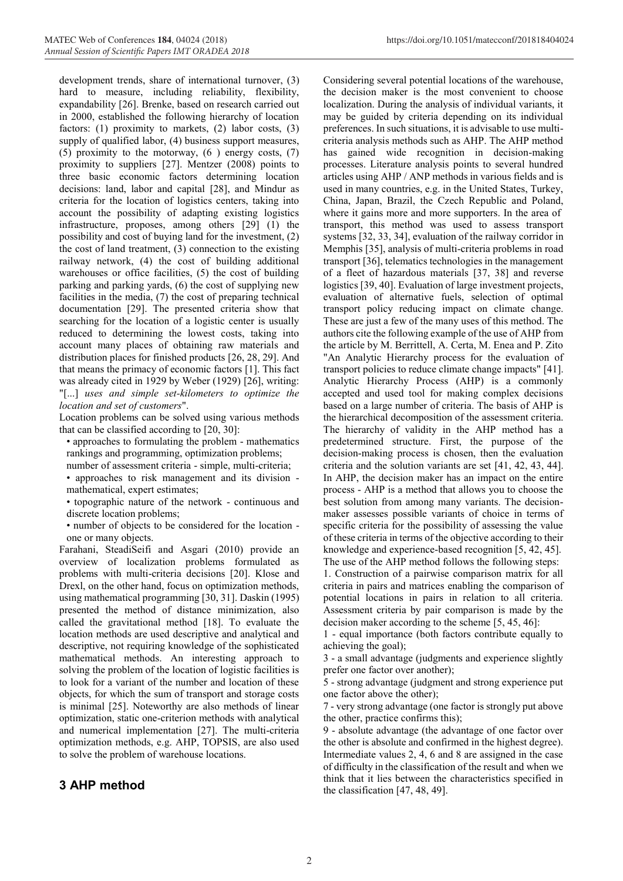development trends, share of international turnover, (3) hard to measure, including reliability, flexibility, expandability [26]. Brenke, based on research carried out in 2000, established the following hierarchy of location factors: (1) proximity to markets, (2) labor costs, (3) supply of qualified labor, (4) business support measures, (5) proximity to the motorway, (6 ) energy costs, (7) proximity to suppliers [27]. Mentzer (2008) points to three basic economic factors determining location decisions: land, labor and capital [28], and Mindur as criteria for the location of logistics centers, taking into account the possibility of adapting existing logistics infrastructure, proposes, among others [29] (1) the possibility and cost of buying land for the investment, (2) the cost of land treatment, (3) connection to the existing railway network, (4) the cost of building additional warehouses or office facilities, (5) the cost of building parking and parking yards, (6) the cost of supplying new facilities in the media, (7) the cost of preparing technical documentation [29]. The presented criteria show that searching for the location of a logistic center is usually reduced to determining the lowest costs, taking into account many places of obtaining raw materials and distribution places for finished products [26, 28, 29]. And that means the primacy of economic factors [1]. This fact was already cited in 1929 by Weber (1929) [26], writing: "[...] *uses and simple set-kilometers to optimize the location and set of customers*".

Location problems can be solved using various methods that can be classified according to [20, 30]:

- approaches to formulating the problem - mathematics rankings and programming, optimization problems;
- number of assessment criteria - simple, multi-criteria;
- approaches to risk management and its division - mathematical, expert estimates;
- topographic nature of the network - continuous and discrete location problems;
- number of objects to be considered for the location - one or many objects.

Farahani, SteadiSeifi and Asgari (2010) provide an overview of localization problems formulated as problems with multi-criteria decisions [20]. Klose and Drexl, on the other hand, focus on optimization methods, using mathematical programming [30, 31]. Daskin (1995) presented the method of distance minimization, also called the gravitational method [18]. To evaluate the location methods are used descriptive and analytical and descriptive, not requiring knowledge of the sophisticated mathematical methods. An interesting approach to solving the problem of the location of logistic facilities is to look for a variant of the number and location of these objects, for which the sum of transport and storage costs is minimal [25]. Noteworthy are also methods of linear optimization, static one-criterion methods with analytical and numerical implementation [27]. The multi-criteria optimization methods, e.g. AHP, TOPSIS, are also used to solve the problem of warehouse locations.

## 3 AHP method

Considering several potential locations of the warehouse, the decision maker is the most convenient to choose localization. During the analysis of individual variants, it may be guided by criteria depending on its individual preferences. In such situations, it is advisable to use multi-criteria analysis methods such as AHP. The AHP method has gained wide recognition in decision-making processes. Literature analysis points to several hundred articles using AHP / ANP methods in various fields and is used in many countries, e.g. in the United States, Turkey, China, Japan, Brazil, the Czech Republic and Poland, where it gains more and more supporters. In the area of transport, this method was used to assess transport systems [32, 33, 34], evaluation of the railway corridor in Memphis [35], analysis of multi-criteria problems in road transport [36], telematics technologies in the management of a fleet of hazardous materials [37, 38] and reverse logistics [39, 40]. Evaluation of large investment projects, evaluation of alternative fuels, selection of optimal transport policy reducing impact on climate change. These are just a few of the many uses of this method. The authors cite the following example of the use of AHP from the article by M. Berrittell, A. Certa, M. Enea and P. Zito "An Analytic Hierarchy process for the evaluation of transport policies to reduce climate change impacts" [41]. Analytic Hierarchy Process (AHP) is a commonly accepted and used tool for making complex decisions based on a large number of criteria. The basis of AHP is the hierarchical decomposition of the assessment criteria. The hierarchy of validity in the AHP method has a predetermined structure. First, the purpose of the decision-making process is chosen, then the evaluation criteria and the solution variants are set [41, 42, 43, 44]. In AHP, the decision maker has an impact on the entire process - AHP is a method that allows you to choose the best solution from among many variants. The decision-maker assesses possible variants of choice in terms of specific criteria for the possibility of assessing the value of these criteria in terms of the objective according to their knowledge and experience-based recognition [5, 42, 45]. The use of the AHP method follows the following steps:

1. Construction of a pairwise comparison matrix for all criteria in pairs and matrices enabling the comparison of potential locations in pairs in relation to all criteria. Assessment criteria by pair comparison is made by the decision maker according to the scheme [5, 45, 46]:

1 - equal importance (both factors contribute equally to achieving the goal);

3 - a small advantage (judgments and experience slightly prefer one factor over another);

5 - strong advantage (judgment and strong experience put one factor above the other);

7 - very strong advantage (one factor is strongly put above the other, practice confirms this);

9 - absolute advantage (the advantage of one factor over the other is absolute and confirmed in the highest degree). Intermediate values 2, 4, 6 and 8 are assigned in the case of difficulty in the classification of the result and when we think that it lies between the characteristics specified in the classification [47, 48, 49].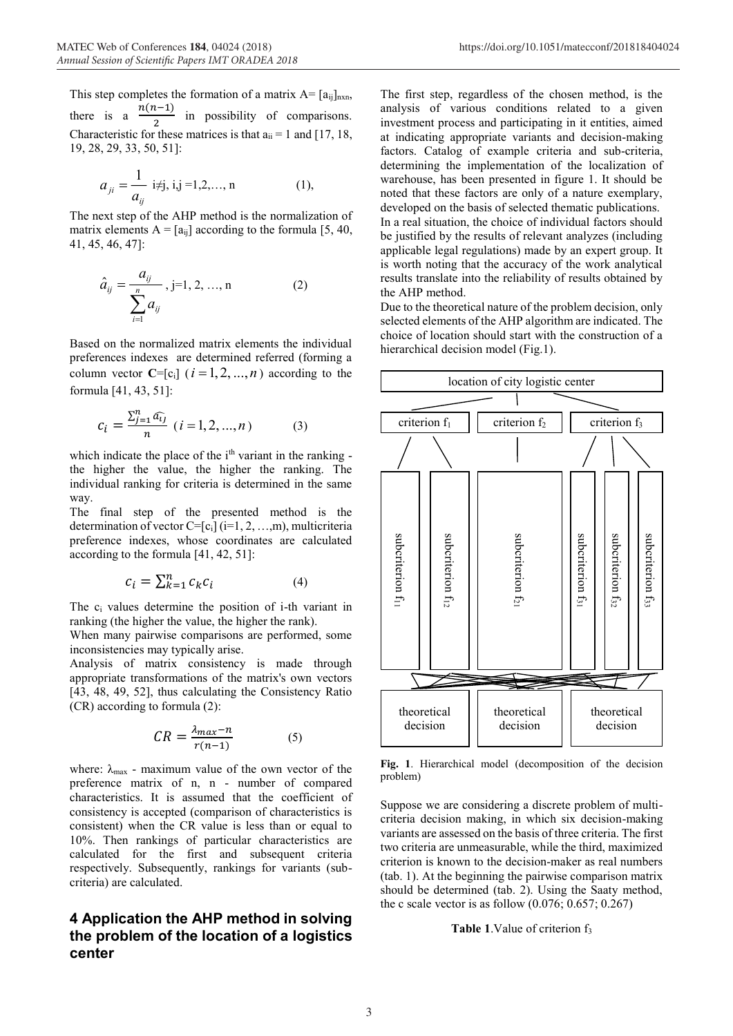This step completes the formation of a matrix A= $[a_{ij}]_{nxn}$, there is a $\frac{n(n-1)}{2}$ in possibility of comparisons. Characteristic for these matrices is that $a_{ii} = 1$ and [17, 18, 19, 28, 29, 33, 50, 51]:

$$a_{ji} = \frac{1}{a_{ij}} \quad i \neq j, \; i,j = 1,2,\ldots, n \qquad (1),$$

The next step of the AHP method is the normalization of matrix elements A = $[a_{ij}]$ according to the formula [5, 40, 41, 45, 46, 47]:

$$\hat{a}_{ij} = \frac{a_{ij}}{\sum_{i=1}^{n} a_{ij}}, \; j=1, 2, \ldots, n \qquad (2)$$

Based on the normalized matrix elements the individual preferences indexes are determined referred (forming a column vector **C**=$[c_i]$ $(i = 1, 2, \ldots, n)$ according to the formula [41, 43, 51]:

$$c_i = \frac{\sum_{j=1}^{n} \widehat{a_{ij}}}{n} \quad (i = 1, 2, \ldots, n) \qquad (3)$$

which indicate the place of the i[th] variant in the ranking - the higher the value, the higher the ranking. The individual ranking for criteria is determined in the same way.

The final step of the presented method is the determination of vector C=$[c_i]$ (i=1, 2, …,m), multicriteria preference indexes, whose coordinates are calculated according to the formula [41, 42, 51]:

$$c_i = \sum_{k=1}^{n} c_k c_i \qquad (4)$$

The $c_i$ values determine the position of i-th variant in ranking (the higher the value, the higher the rank).

When many pairwise comparisons are performed, some inconsistencies may typically arise.

Analysis of matrix consistency is made through appropriate transformations of the matrix's own vectors [43, 48, 49, 52], thus calculating the Consistency Ratio (CR) according to formula (2):

$$CR = \frac{\lambda_{max} - n}{r(n-1)} \qquad (5)$$

where: $\lambda_{max}$ - maximum value of the own vector of the preference matrix of n, n - number of compared characteristics. It is assumed that the coefficient of consistency is accepted (comparison of characteristics is consistent) when the CR value is less than or equal to 10%. Then rankings of particular characteristics are calculated for the first and subsequent criteria respectively. Subsequently, rankings for variants (sub-criteria) are calculated.

## 4 Application the AHP method in solving the problem of the location of a logistics center

The first step, regardless of the chosen method, is the analysis of various conditions related to a given investment process and participating in it entities, aimed at indicating appropriate variants and decision-making factors. Catalog of example criteria and sub-criteria, determining the implementation of the localization of warehouse, has been presented in figure 1. It should be noted that these factors are only of a nature exemplary, developed on the basis of selected thematic publications.

In a real situation, the choice of individual factors should be justified by the results of relevant analyzes (including applicable legal regulations) made by an expert group. It is worth noting that the accuracy of the work analytical results translate into the reliability of results obtained by the AHP method.

Due to the theoretical nature of the problem decision, only selected elements of the AHP algorithm are indicated. The choice of location should start with the construction of a hierarchical decision model (Fig.1).

location of city logistic center

criterion $f_1$ | criterion $f_2$ | criterion $f_3$

subcriterion $f_{11}$ | subcriterion $f_{12}$ | subcriterion $f_{21}$ | subcriterion $f_{31}$ | subcriterion $f_{32}$ | subcriterion $f_{33}$

theoretical decision | theoretical decision | theoretical decision

**Fig. 1**. Hierarchical model (decomposition of the decision problem)

Suppose we are considering a discrete problem of multi-criteria decision making, in which six decision-making variants are assessed on the basis of three criteria. The first two criteria are unmeasurable, while the third, maximized criterion is known to the decision-maker as real numbers (tab. 1). At the beginning the pairwise comparison matrix should be determined (tab. 2). Using the Saaty method, the c scale vector is as follow (0.076; 0.657; 0.267)

**Table 1**.Value of criterion $f_3$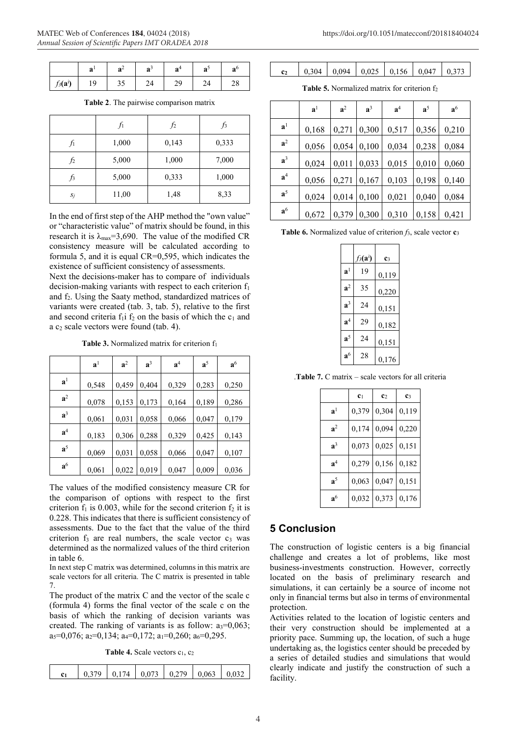| | $\mathbf{a}^1$ | $\mathbf{a}^2$ | $\mathbf{a}^3$ | $\mathbf{a}^4$ | $\mathbf{a}^5$ | $\mathbf{a}^6$ |
|---|---|---|---|---|---|---|
| $f_3(\mathbf{a}^i)$ | 19 | 35 | 24 | 29 | 24 | 28 |

**Table 2**. The pairwise comparison matrix

| | $f_1$ | $f_2$ | $f_3$ |
|---|---|---|---|
| $f_1$ | 1,000 | 0,143 | 0,333 |
| $f_2$ | 5,000 | 1,000 | 7,000 |
| $f_3$ | 5,000 | 0,333 | 1,000 |
| $s_j$ | 11,00 | 1,48 | 8,33 |

In the end of first step of the AHP method the "own value" or "characteristic value" of matrix should be found, in this research it is $\lambda_{max}$=3,690. The value of the modified CR consistency measure will be calculated according to formula 5, and it is equal CR=0,595, which indicates the existence of sufficient consistency of assessments.

Next the decisions-maker has to compare of individuals decision-making variants with respect to each criterion $f_1$ and $f_2$. Using the Saaty method, standardized matrices of variants were created (tab. 3, tab. 5), relative to the first and second criteria $f_1$i $f_2$ on the basis of which the $c_1$ and a $c_2$ scale vectors were found (tab. 4).

**Table 3.** Normalized matrix for criterion $f_1$

| | $\mathbf{a}^1$ | $\mathbf{a}^2$ | $\mathbf{a}^3$ | $\mathbf{a}^4$ | $\mathbf{a}^5$ | $\mathbf{a}^6$ |
|---|---|---|---|---|---|---|
| $\mathbf{a}^1$ | 0,548 | 0,459 | 0,404 | 0,329 | 0,283 | 0,250 |
| $\mathbf{a}^2$ | 0,078 | 0,153 | 0,173 | 0,164 | 0,189 | 0,286 |
| $\mathbf{a}^3$ | 0,061 | 0,031 | 0,058 | 0,066 | 0,047 | 0,179 |
| $\mathbf{a}^4$ | 0,183 | 0,306 | 0,288 | 0,329 | 0,425 | 0,143 |
| $\mathbf{a}^5$ | 0,069 | 0,031 | 0,058 | 0,066 | 0,047 | 0,107 |
| $\mathbf{a}^6$ | 0,061 | 0,022 | 0,019 | 0,047 | 0,009 | 0,036 |

The values of the modified consistency measure CR for the comparison of options with respect to the first criterion $f_1$ is 0.003, while for the second criterion $f_2$ it is 0.228. This indicates that there is sufficient consistency of assessments. Due to the fact that the value of the third criterion $f_3$ are real numbers, the scale vector $c_3$ was determined as the normalized values of the third criterion in table 6.

In next step C matrix was determined, columns in this matrix are scale vectors for all criteria. The C matrix is presented in table 7.

The product of the matrix C and the vector of the scale c (formula 4) forms the final vector of the scale c on the basis of which the ranking of decision variants was created. The ranking of variants is as follow: $a_3$=0,063; $a_5$=0,076; $a_2$=0,134; $a_4$=0,172; $a_1$=0,260; $a_6$=0,295.

**Table 4.** Scale vectors $c_1$, $c_2$

| | | | | | | |
|---|---|---|---|---|---|---|
| $\mathbf{c}_1$ | 0,379 | 0,174 | 0,073 | 0,279 | 0,063 | 0,032 |
| $\mathbf{c}_2$ | 0,304 | 0,094 | 0,025 | 0,156 | 0,047 | 0,373 |

**Table 5.** Normalized matrix for criterion $f_2$

| | $\mathbf{a}^1$ | $\mathbf{a}^2$ | $\mathbf{a}^3$ | $\mathbf{a}^4$ | $\mathbf{a}^5$ | $\mathbf{a}^6$ |
|---|---|---|---|---|---|---|
| $\mathbf{a}^1$ | 0,168 | 0,271 | 0,300 | 0,517 | 0,356 | 0,210 |
| $\mathbf{a}^2$ | 0,056 | 0,054 | 0,100 | 0,034 | 0,238 | 0,084 |
| $\mathbf{a}^3$ | 0,024 | 0,011 | 0,033 | 0,015 | 0,010 | 0,060 |
| $\mathbf{a}^4$ | 0,056 | 0,271 | 0,167 | 0,103 | 0,198 | 0,140 |
| $\mathbf{a}^5$ | 0,024 | 0,014 | 0,100 | 0,021 | 0,040 | 0,084 |
| $\mathbf{a}^6$ | 0,672 | 0,379 | 0,300 | 0,310 | 0,158 | 0,421 |

**Table 6.** Normalized value of criterion $f_3$, scale vector $\mathbf{c}_3$

| | $f_3(\mathbf{a}^i)$ | $\mathbf{c}_3$ |
|---|---|---|
| $\mathbf{a}^1$ | 19 | 0,119 |
| $\mathbf{a}^2$ | 35 | 0,220 |
| $\mathbf{a}^3$ | 24 | 0,151 |
| $\mathbf{a}^4$ | 29 | 0,182 |
| $\mathbf{a}^5$ | 24 | 0,151 |
| $\mathbf{a}^6$ | 28 | 0,176 |

.**Table 7.** C matrix – scale vectors for all criteria

| | $\mathbf{c}_1$ | $\mathbf{c}_2$ | $\mathbf{c}_3$ |
|---|---|---|---|
| $\mathbf{a}^1$ | 0,379 | 0,304 | 0,119 |
| $\mathbf{a}^2$ | 0,174 | 0,094 | 0,220 |
| $\mathbf{a}^3$ | 0,073 | 0,025 | 0,151 |
| $\mathbf{a}^4$ | 0,279 | 0,156 | 0,182 |
| $\mathbf{a}^5$ | 0,063 | 0,047 | 0,151 |
| $\mathbf{a}^6$ | 0,032 | 0,373 | 0,176 |

## 5 Conclusion

The construction of logistic centers is a big financial challenge and creates a lot of problems, like most business-investments construction. However, correctly located on the basis of preliminary research and simulations, it can certainly be a source of income not only in financial terms but also in terms of environmental protection.

Activities related to the location of logistic centers and their very construction should be implemented at a priority pace. Summing up, the location, of such a huge undertaking as, the logistics center should be preceded by a series of detailed studies and simulations that would clearly indicate and justify the construction of such a facility.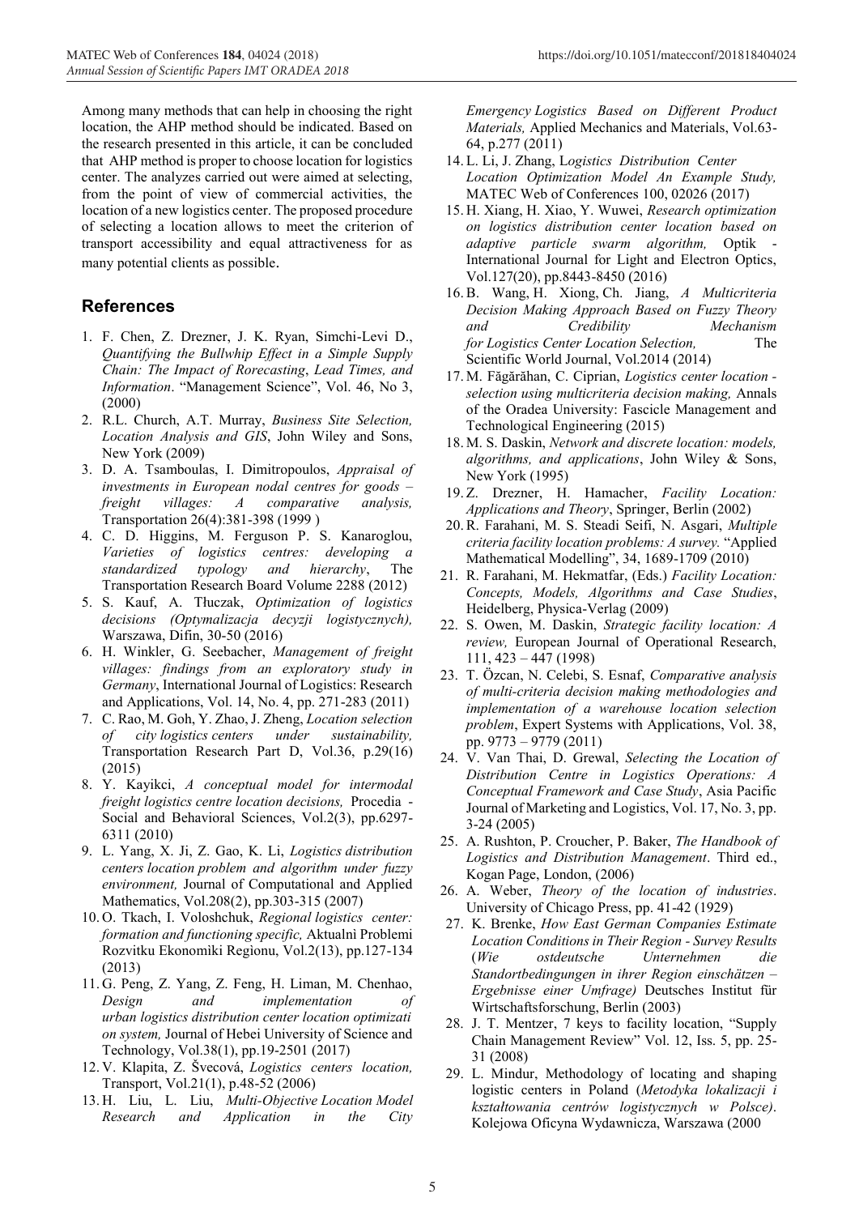Among many methods that can help in choosing the right location, the AHP method should be indicated. Based on the research presented in this article, it can be concluded that AHP method is proper to choose location for logistics center. The analyzes carried out were aimed at selecting, from the point of view of commercial activities, the location of a new logistics center. The proposed procedure of selecting a location allows to meet the criterion of transport accessibility and equal attractiveness for as many potential clients as possible.

## References

1. F. Chen, Z. Drezner, J. K. Ryan, Simchi-Levi D., *Quantifying the Bullwhip Effect in a Simple Supply Chain: The Impact of Rorecasting, Lead Times, and Information*. "Management Science", Vol. 46, No 3, (2000)
2. R.L. Church, A.T. Murray, *Business Site Selection, Location Analysis and GIS*, John Wiley and Sons, New York (2009)
3. D. A. Tsamboulas, I. Dimitropoulos, *Appraisal of investments in European nodal centres for goods – freight villages: A comparative analysis,* Transportation 26(4):381-398 (1999 )
4. C. D. Higgins, M. Ferguson P. S. Kanaroglou, *Varieties of logistics centres: developing a standardized typology and hierarchy*, The Transportation Research Board Volume 2288 (2012)
5. S. Kauf, A. Tłuczak, *Optimization of logistics decisions (Optymalizacja decyzji logistycznych),* Warszawa, Difin, 30-50 (2016)
6. H. Winkler, G. Seebacher, *Management of freight villages: findings from an exploratory study in Germany*, International Journal of Logistics: Research and Applications, Vol. 14, No. 4, pp. 271-283 (2011)
7. C. Rao, M. Goh, Y. Zhao, J. Zheng, *Location selection of city logistics centers under sustainability,* Transportation Research Part D, Vol.36, p.29(16) (2015)
8. Y. Kayikci, *A conceptual model for intermodal freight logistics centre location decisions,* Procedia - Social and Behavioral Sciences, Vol.2(3), pp.6297-6311 (2010)
9. L. Yang, X. Ji, Z. Gao, K. Li, *Logistics distribution centers location problem and algorithm under fuzzy environment,* Journal of Computational and Applied Mathematics, Vol.208(2), pp.303-315 (2007)
10. O. Tkach, I. Voloshchuk, *Regional logistics center: formation and functioning specific,* Aktualnì Problemi Rozvitku Ekonomìki Regìonu, Vol.2(13), pp.127-134 (2013)
11. G. Peng, Z. Yang, Z. Feng, H. Liman, M. Chenhao, *Design and implementation of urban logistics distribution center location optimizati on system,* Journal of Hebei University of Science and Technology, Vol.38(1), pp.19-2501 (2017)
12. V. Klapita, Z. Švecová, *Logistics centers location,* Transport, Vol.21(1), p.48-52 (2006)
13. H. Liu, L. Liu, *Multi-Objective Location Model Research and Application in the City Emergency Logistics Based on Different Product Materials,* Applied Mechanics and Materials, Vol.63-64, p.277 (2011)
14. L. Li, J. Zhang, L*ogistics Distribution Center Location Optimization Model An Example Study,* MATEC Web of Conferences 100, 02026 (2017)
15. H. Xiang, H. Xiao, Y. Wuwei, *Research optimization on logistics distribution center location based on adaptive particle swarm algorithm,* Optik - International Journal for Light and Electron Optics, Vol.127(20), pp.8443-8450 (2016)
16. B. Wang, H. Xiong, Ch. Jiang, *A Multicriteria Decision Making Approach Based on Fuzzy Theory and Credibility Mechanism for Logistics Center Location Selection,* The Scientific World Journal, Vol.2014 (2014)
17. M. Făgărăhan, C. Ciprian, *Logistics center location - selection using multicriteria decision making,* Annals of the Oradea University: Fascicle Management and Technological Engineering (2015)
18. M. S. Daskin, *Network and discrete location: models, algorithms, and applications*, John Wiley & Sons, New York (1995)
19. Z. Drezner, H. Hamacher, *Facility Location: Applications and Theory*, Springer, Berlin (2002)
20. R. Farahani, M. S. Steadi Seifi, N. Asgari, *Multiple criteria facility location problems: A survey.* "Applied Mathematical Modelling", 34, 1689-1709 (2010)
21. R. Farahani, M. Hekmatfar, (Eds.) *Facility Location: Concepts, Models, Algorithms and Case Studies*, Heidelberg, Physica-Verlag (2009)
22. S. Owen, M. Daskin, *Strategic facility location: A review,* European Journal of Operational Research, 111, 423 – 447 (1998)
23. T. Özcan, N. Celebi, S. Esnaf, *Comparative analysis of multi-criteria decision making methodologies and implementation of a warehouse location selection problem*, Expert Systems with Applications, Vol. 38, pp. 9773 – 9779 (2011)
24. V. Van Thai, D. Grewal, *Selecting the Location of Distribution Centre in Logistics Operations: A Conceptual Framework and Case Study*, Asia Pacific Journal of Marketing and Logistics, Vol. 17, No. 3, pp. 3-24 (2005)
25. A. Rushton, P. Croucher, P. Baker, *The Handbook of Logistics and Distribution Management*. Third ed., Kogan Page, London, (2006)
26. A. Weber, *Theory of the location of industries*. University of Chicago Press, pp. 41-42 (1929)
27. K. Brenke, *How East German Companies Estimate Location Conditions in Their Region - Survey Results* (*Wie ostdeutsche Unternehmen die Standortbedingungen in ihrer Region einschätzen – Ergebnisse einer Umfrage)* Deutsches Institut für Wirtschaftsforschung, Berlin (2003)
28. J. T. Mentzer, 7 keys to facility location, "Supply Chain Management Review" Vol. 12, Iss. 5, pp. 25-31 (2008)
29. L. Mindur, Methodology of locating and shaping logistic centers in Poland (*Metodyka lokalizacji i kształtowania centrów logistycznych w Polsce)*. Kolejowa Oficyna Wydawnicza, Warszawa (2000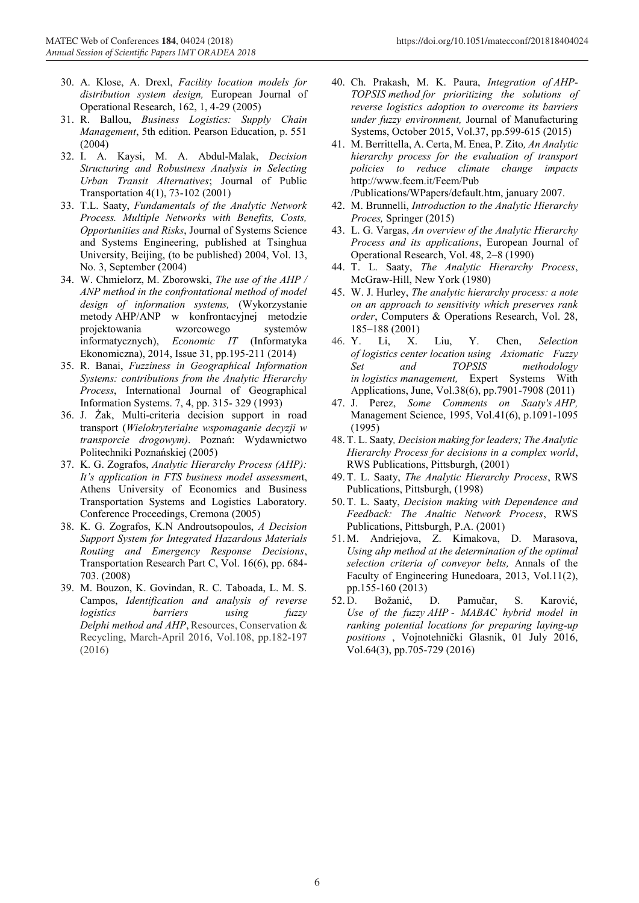30. A. Klose, A. Drexl, *Facility location models for distribution system design,* European Journal of Operational Research, 162, 1, 4-29 (2005)
31. R. Ballou, *Business Logistics: Supply Chain Management*, 5th edition. Pearson Education, p. 551 (2004)
32. I. A. Kaysi, M. A. Abdul-Malak, *Decision Structuring and Robustness Analysis in Selecting Urban Transit Alternatives*; Journal of Public Transportation 4(1), 73-102 (2001)
33. T.L. Saaty, *Fundamentals of the Analytic Network Process. Multiple Networks with Benefits, Costs, Opportunities and Risks*, Journal of Systems Science and Systems Engineering, published at Tsinghua University, Beijing, (to be published) 2004, Vol. 13, No. 3, September (2004)
34. W. Chmielorz, M. Zborowski, *The use of the AHP / ANP method in the confrontational method of model design of information systems,* (Wykorzystanie metody AHP/ANP w konfrontacyjnej metodzie projektowania wzorcowego systemów informatycznych), *Economic IT* (Informatyka Ekonomiczna), 2014, Issue 31, pp.195-211 (2014)
35. R. Banai, *Fuzziness in Geographical Information Systems: contributions from the Analytic Hierarchy Process*, International Journal of Geographical Information Systems. 7, 4, pp. 315- 329 (1993)
36. J. Żak, Multi-criteria decision support in road transport (*Wielokryterialne wspomaganie decyzji w transporcie drogowym)*. Poznań: Wydawnictwo Politechniki Poznańskiej (2005)
37. K. G. Zografos, *Analytic Hierarchy Process (AHP): It's application in FTS business model assessmen*t, Athens University of Economics and Business Transportation Systems and Logistics Laboratory. Conference Proceedings, Cremona (2005)
38. K. G. Zografos, K.N Androutsopoulos, *A Decision Support System for Integrated Hazardous Materials Routing and Emergency Response Decisions*, Transportation Research Part C, Vol. 16(6), pp. 684-703. (2008)
39. M. Bouzon, K. Govindan, R. C. Taboada, L. M. S. Campos, *Identification and analysis of reverse logistics barriers using fuzzy Delphi method and AHP*, Resources, Conservation & Recycling, March-April 2016, Vol.108, pp.182-197 (2016)
40. Ch. Prakash, M. K. Paura, *Integration of AHP-TOPSIS method for prioritizing the solutions of reverse logistics adoption to overcome its barriers under fuzzy environment,* Journal of Manufacturing Systems, October 2015, Vol.37, pp.599-615 (2015)
41. M. Berrittella, A. Certa, M. Enea, P. Zito*, An Analytic hierarchy process for the evaluation of transport policies to reduce climate change impacts* http://www.feem.it/Feem/Pub /Publications/WPapers/default.htm, january 2007.
42. M. Brunnelli, *Introduction to the Analytic Hierarchy Proces,* Springer (2015)
43. L. G. Vargas, *An overview of the Analytic Hierarchy Process and its applications*, European Journal of Operational Research, Vol. 48, 2–8 (1990)
44. T. L. Saaty, *The Analytic Hierarchy Process*, McGraw-Hill, New York (1980)
45. W. J. Hurley, *The analytic hierarchy process: a note on an approach to sensitivity which preserves rank order*, Computers & Operations Research, Vol. 28, 185–188 (2001)
46. Y. Li, X. Liu, Y. Chen, *Selection of logistics center location using Axiomatic Fuzzy Set and TOPSIS methodology in logistics management,* Expert Systems With Applications, June, Vol.38(6), pp.7901-7908 (2011)
47. J. Perez, *Some Comments on Saaty's AHP,* Management Science, 1995, Vol.41(6), p.1091-1095 (1995)
48. T. L. Saaty*, Decision making for leaders; The Analytic Hierarchy Process for decisions in a complex world*, RWS Publications, Pittsburgh, (2001)
49. T. L. Saaty, *The Analytic Hierarchy Process*, RWS Publications, Pittsburgh, (1998)
50. T. L. Saaty, *Decision making with Dependence and Feedback: The Analtic Network Process*, RWS Publications, Pittsburgh, P.A. (2001)
51. M. Andriejova, Z. Kimakova, D. Marasova, *Using ahp method at the determination of the optimal selection criteria of conveyor belts,* Annals of the Faculty of Engineering Hunedoara, 2013, Vol.11(2), pp.155-160 (2013)
52. D. Božanić, D. Pamučar, S. Karović, *Use of the fuzzy AHP - MABAC hybrid model in ranking potential locations for preparing laying-up positions* , Vojnotehnički Glasnik, 01 July 2016, Vol.64(3), pp.705-729 (2016)